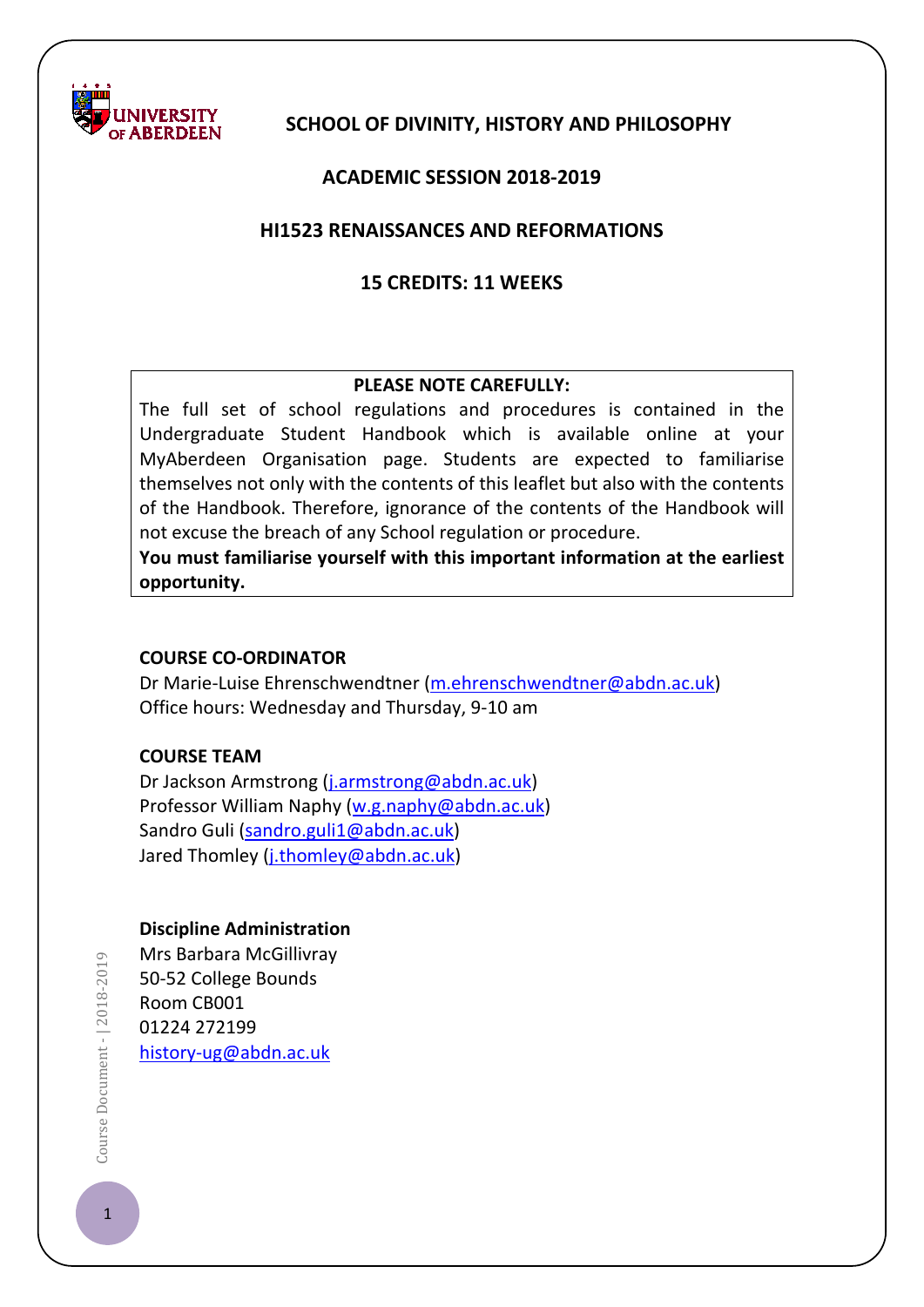# SCHOOL OF DIVINITY, HISTORY AND PHILOSOPHY

## ACADEMIC SESSION 2018-2019

## HI1523 RENAISSANCES AND REFORMATIONS

## 15 CREDITS: 11 WEEKS

**PLEASE NOTE CAREFULLY:**

The full set of school regulations and procedures is contained in the Undergraduate Student Handbook which is available online at your MyAberdeen Organisation page. Students are expected to familiarise themselves not only with the contents of this leaflet but also with the contents of the Handbook. Therefore, ignorance of the contents of the Handbook will not excuse the breach of any School regulation or procedure.

**You must familiarise yourself with this important information at the earliest opportunity.**

**COURSE CO-ORDINATOR**

Dr Marie-Luise Ehrenschwendtner (m.ehrenschwendtner@abdn.ac.uk)
Office hours: Wednesday and Thursday, 9-10 am

**COURSE TEAM**

Dr Jackson Armstrong (j.armstrong@abdn.ac.uk)
Professor William Naphy (w.g.naphy@abdn.ac.uk)
Sandro Guli (sandro.guli1@abdn.ac.uk)
Jared Thomley (j.thomley@abdn.ac.uk)

**Discipline Administration**

Mrs Barbara McGillivray
50-52 College Bounds
Room CB001
01224 272199
history-ug@abdn.ac.uk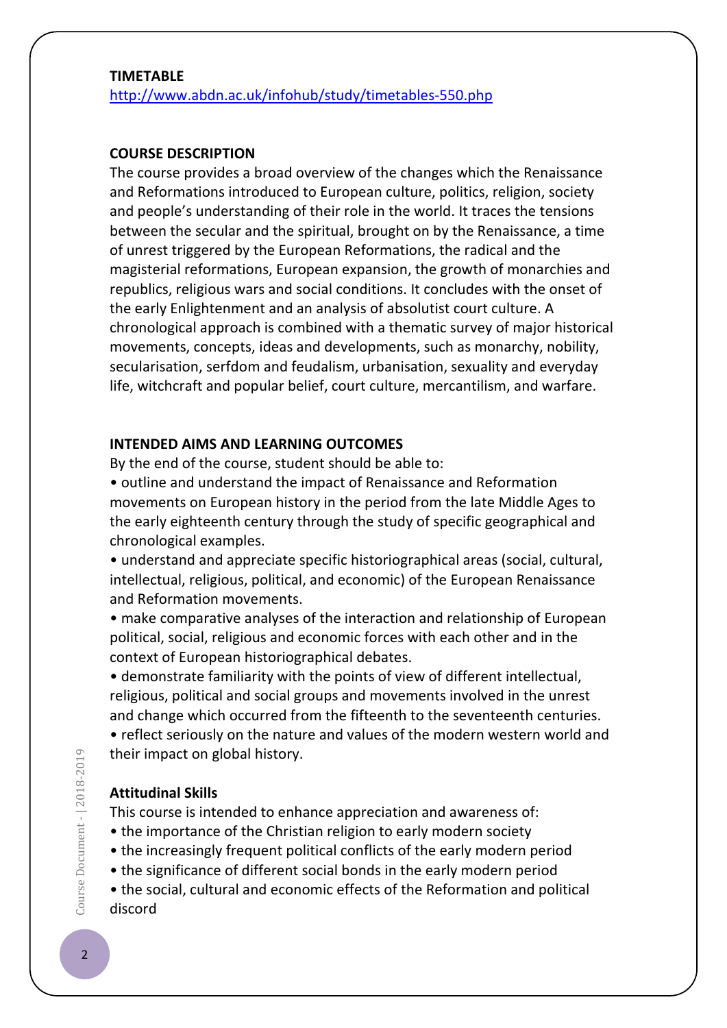**TIMETABLE**

http://www.abdn.ac.uk/infohub/study/timetables-550.php

**COURSE DESCRIPTION**

The course provides a broad overview of the changes which the Renaissance and Reformations introduced to European culture, politics, religion, society and people's understanding of their role in the world. It traces the tensions between the secular and the spiritual, brought on by the Renaissance, a time of unrest triggered by the European Reformations, the radical and the magisterial reformations, European expansion, the growth of monarchies and republics, religious wars and social conditions. It concludes with the onset of the early Enlightenment and an analysis of absolutist court culture. A chronological approach is combined with a thematic survey of major historical movements, concepts, ideas and developments, such as monarchy, nobility, secularisation, serfdom and feudalism, urbanisation, sexuality and everyday life, witchcraft and popular belief, court culture, mercantilism, and warfare.

**INTENDED AIMS AND LEARNING OUTCOMES**

By the end of the course, student should be able to:

- outline and understand the impact of Renaissance and Reformation movements on European history in the period from the late Middle Ages to the early eighteenth century through the study of specific geographical and chronological examples.
- understand and appreciate specific historiographical areas (social, cultural, intellectual, religious, political, and economic) of the European Renaissance and Reformation movements.
- make comparative analyses of the interaction and relationship of European political, social, religious and economic forces with each other and in the context of European historiographical debates.
- demonstrate familiarity with the points of view of different intellectual, religious, political and social groups and movements involved in the unrest and change which occurred from the fifteenth to the seventeenth centuries.
- reflect seriously on the nature and values of the modern western world and their impact on global history.

**Attitudinal Skills**

This course is intended to enhance appreciation and awareness of:

- the importance of the Christian religion to early modern society
- the increasingly frequent political conflicts of the early modern period
- the significance of different social bonds in the early modern period
- the social, cultural and economic effects of the Reformation and political discord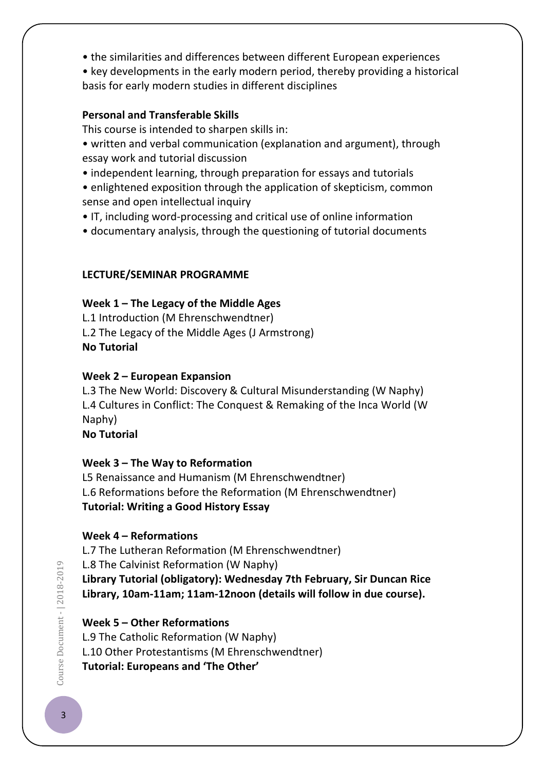- the similarities and differences between different European experiences
- key developments in the early modern period, thereby providing a historical basis for early modern studies in different disciplines

**Personal and Transferable Skills**

This course is intended to sharpen skills in:

- written and verbal communication (explanation and argument), through essay work and tutorial discussion
- independent learning, through preparation for essays and tutorials
- enlightened exposition through the application of skepticism, common sense and open intellectual inquiry
- IT, including word-processing and critical use of online information
- documentary analysis, through the questioning of tutorial documents

**LECTURE/SEMINAR PROGRAMME**

**Week 1 – The Legacy of the Middle Ages**

L.1 Introduction (M Ehrenschwendtner)
L.2 The Legacy of the Middle Ages (J Armstrong)
**No Tutorial**

**Week 2 – European Expansion**

L.3 The New World: Discovery & Cultural Misunderstanding (W Naphy)
L.4 Cultures in Conflict: The Conquest & Remaking of the Inca World (W Naphy)
**No Tutorial**

**Week 3 – The Way to Reformation**

L5 Renaissance and Humanism (M Ehrenschwendtner)
L.6 Reformations before the Reformation (M Ehrenschwendtner)
**Tutorial: Writing a Good History Essay**

**Week 4 – Reformations**

L.7 The Lutheran Reformation (M Ehrenschwendtner)
L.8 The Calvinist Reformation (W Naphy)
**Library Tutorial (obligatory): Wednesday 7th February, Sir Duncan Rice Library, 10am-11am; 11am-12noon (details will follow in due course).**

**Week 5 – Other Reformations**

L.9 The Catholic Reformation (W Naphy)
L.10 Other Protestantisms (M Ehrenschwendtner)
**Tutorial: Europeans and 'The Other'**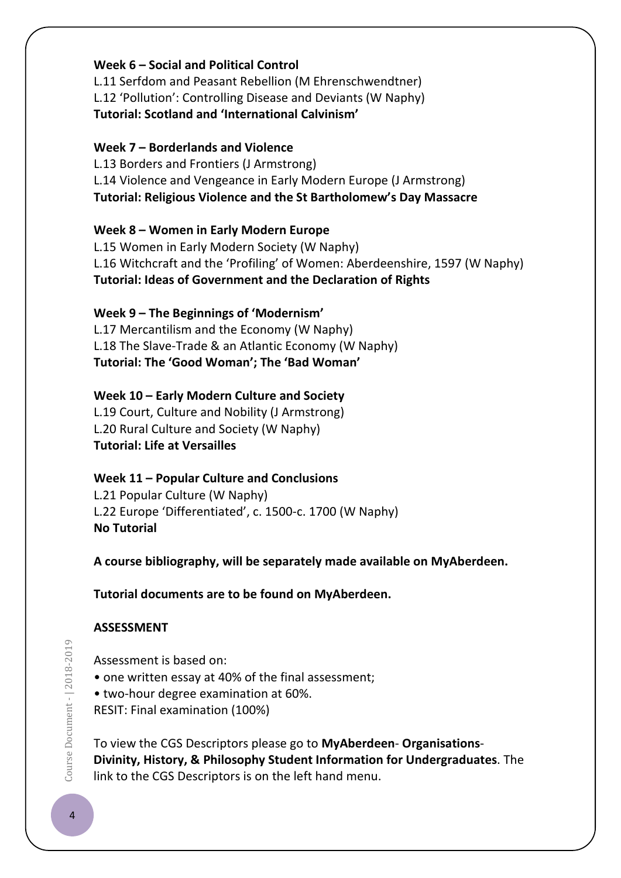**Week 6 – Social and Political Control**
L.11 Serfdom and Peasant Rebellion (M Ehrenschwendtner)
L.12 'Pollution': Controlling Disease and Deviants (W Naphy)
**Tutorial: Scotland and 'International Calvinism'**

**Week 7 – Borderlands and Violence**
L.13 Borders and Frontiers (J Armstrong)
L.14 Violence and Vengeance in Early Modern Europe (J Armstrong)
**Tutorial: Religious Violence and the St Bartholomew's Day Massacre**

**Week 8 – Women in Early Modern Europe**
L.15 Women in Early Modern Society (W Naphy)
L.16 Witchcraft and the 'Profiling' of Women: Aberdeenshire, 1597 (W Naphy)
**Tutorial: Ideas of Government and the Declaration of Rights**

**Week 9 – The Beginnings of 'Modernism'**
L.17 Mercantilism and the Economy (W Naphy)
L.18 The Slave-Trade & an Atlantic Economy (W Naphy)
**Tutorial: The 'Good Woman'; The 'Bad Woman'**

**Week 10 – Early Modern Culture and Society**
L.19 Court, Culture and Nobility (J Armstrong)
L.20 Rural Culture and Society (W Naphy)
**Tutorial: Life at Versailles**

**Week 11 – Popular Culture and Conclusions**
L.21 Popular Culture (W Naphy)
L.22 Europe 'Differentiated', c. 1500-c. 1700 (W Naphy)
**No Tutorial**

**A course bibliography, will be separately made available on MyAberdeen.**

**Tutorial documents are to be found on MyAberdeen.**

**ASSESSMENT**

Assessment is based on:

- one written essay at 40% of the final assessment;
- two-hour degree examination at 60%.

RESIT: Final examination (100%)

To view the CGS Descriptors please go to **MyAberdeen**- **Organisations**- **Divinity, History, & Philosophy Student Information for Undergraduates**. The link to the CGS Descriptors is on the left hand menu.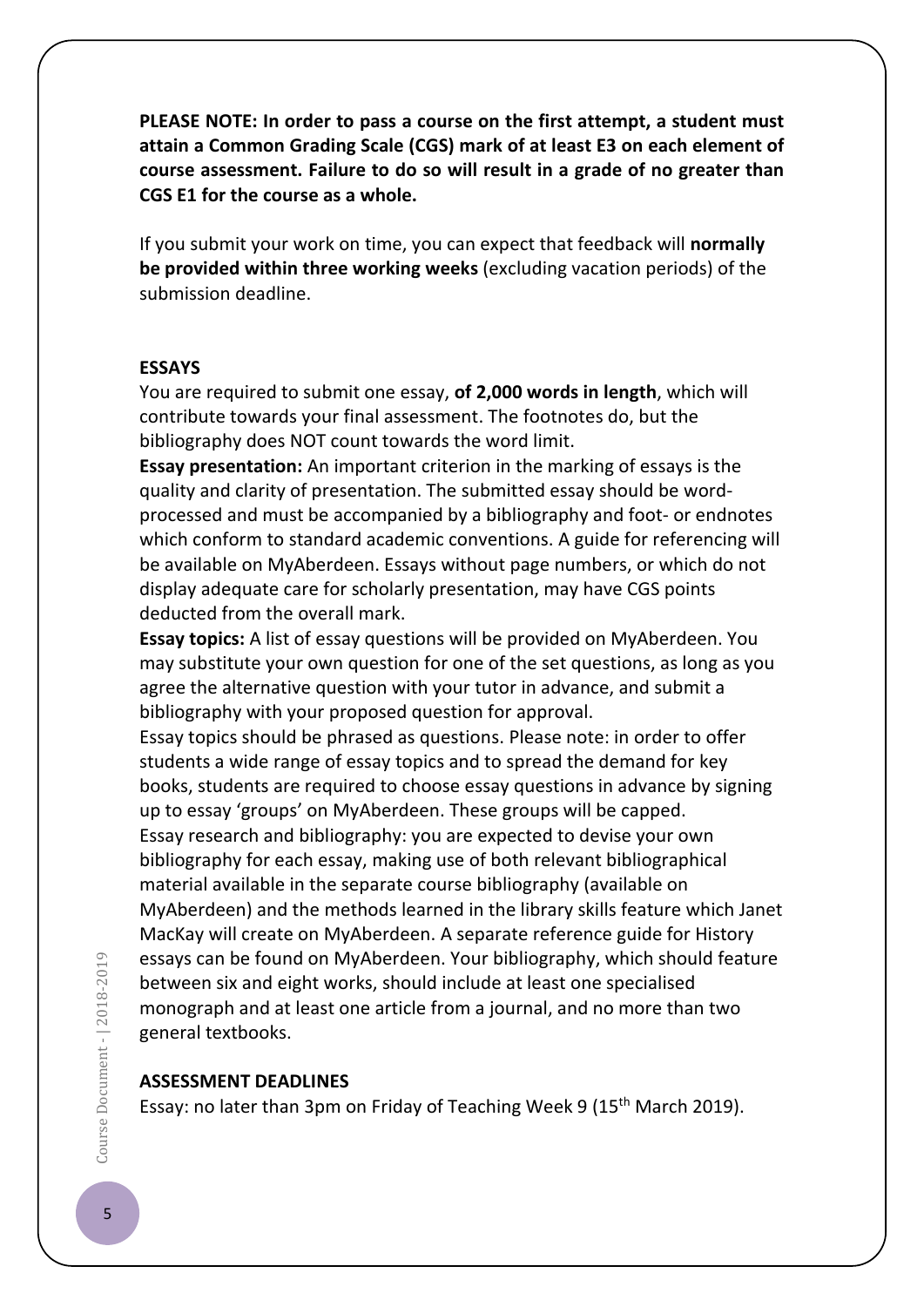**PLEASE NOTE: In order to pass a course on the first attempt, a student must attain a Common Grading Scale (CGS) mark of at least E3 on each element of course assessment. Failure to do so will result in a grade of no greater than CGS E1 for the course as a whole.**

If you submit your work on time, you can expect that feedback will **normally be provided within three working weeks** (excluding vacation periods) of the submission deadline.

## ESSAYS

You are required to submit one essay, **of 2,000 words in length**, which will contribute towards your final assessment. The footnotes do, but the bibliography does NOT count towards the word limit.

**Essay presentation:** An important criterion in the marking of essays is the quality and clarity of presentation. The submitted essay should be word-processed and must be accompanied by a bibliography and foot- or endnotes which conform to standard academic conventions. A guide for referencing will be available on MyAberdeen. Essays without page numbers, or which do not display adequate care for scholarly presentation, may have CGS points deducted from the overall mark.

**Essay topics:** A list of essay questions will be provided on MyAberdeen. You may substitute your own question for one of the set questions, as long as you agree the alternative question with your tutor in advance, and submit a bibliography with your proposed question for approval.

Essay topics should be phrased as questions. Please note: in order to offer students a wide range of essay topics and to spread the demand for key books, students are required to choose essay questions in advance by signing up to essay 'groups' on MyAberdeen. These groups will be capped.

Essay research and bibliography: you are expected to devise your own bibliography for each essay, making use of both relevant bibliographical material available in the separate course bibliography (available on MyAberdeen) and the methods learned in the library skills feature which Janet MacKay will create on MyAberdeen. A separate reference guide for History essays can be found on MyAberdeen. Your bibliography, which should feature between six and eight works, should include at least one specialised monograph and at least one article from a journal, and no more than two general textbooks.

## ASSESSMENT DEADLINES

Essay: no later than 3pm on Friday of Teaching Week 9 (15th March 2019).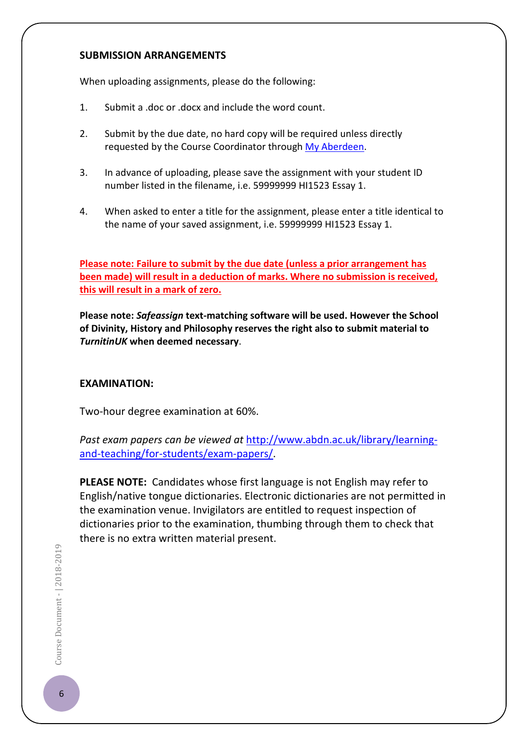**SUBMISSION ARRANGEMENTS**

When uploading assignments, please do the following:

1. Submit a .doc or .docx and include the word count.

2. Submit by the due date, no hard copy will be required unless directly requested by the Course Coordinator through [My Aberdeen](My Aberdeen).

3. In advance of uploading, please save the assignment with your student ID number listed in the filename, i.e. 59999999 HI1523 Essay 1.

4. When asked to enter a title for the assignment, please enter a title identical to the name of your saved assignment, i.e. 59999999 HI1523 Essay 1.

**Please note: Failure to submit by the due date (unless a prior arrangement has been made) will result in a deduction of marks. Where no submission is received, this will result in a mark of zero.**

**Please note: *Safeassign* text-matching software will be used. However the School of Divinity, History and Philosophy reserves the right also to submit material to *TurnitinUK* when deemed necessary**.

**EXAMINATION:**

Two-hour degree examination at 60%.

*Past exam papers can be viewed at* [http://www.abdn.ac.uk/library/learning-and-teaching/for-students/exam-papers/](http://www.abdn.ac.uk/library/learning-and-teaching/for-students/exam-papers/).

**PLEASE NOTE:** Candidates whose first language is not English may refer to English/native tongue dictionaries. Electronic dictionaries are not permitted in the examination venue. Invigilators are entitled to request inspection of dictionaries prior to the examination, thumbing through them to check that there is no extra written material present.